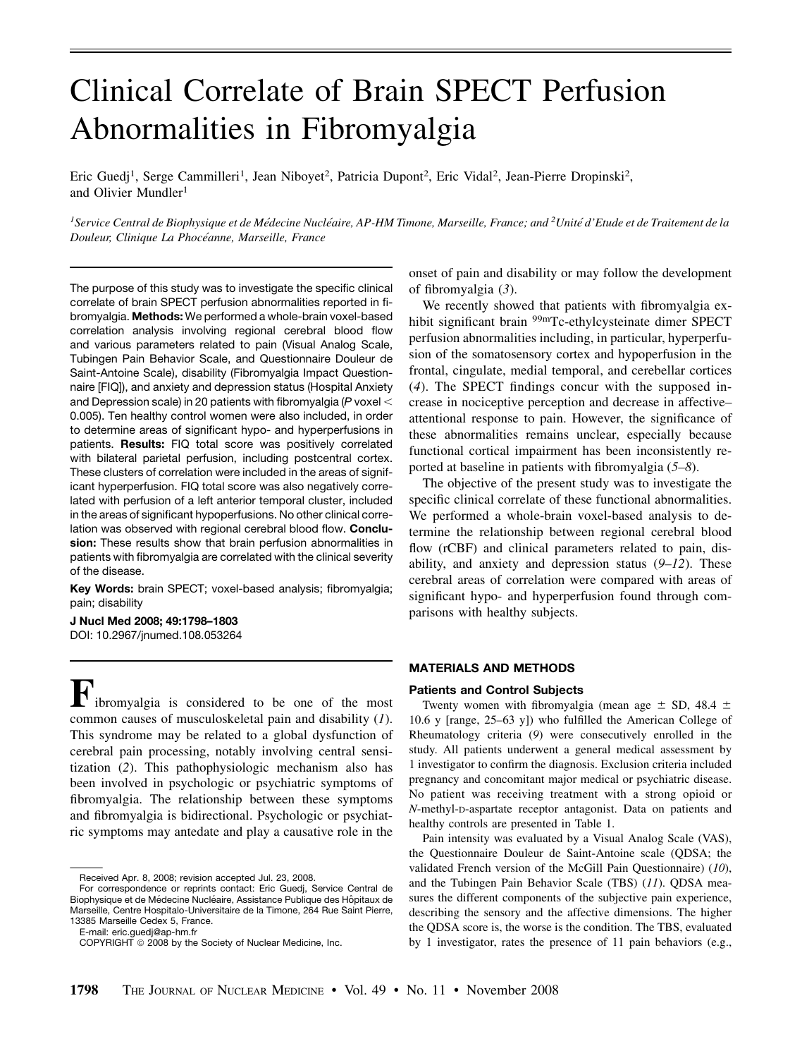# Clinical Correlate of Brain SPECT Perfusion Abnormalities in Fibromyalgia

Eric Guedj[1], Serge Cammilleri[1], Jean Niboyet[2], Patricia Dupont[2], Eric Vidal[2], Jean-Pierre Dropinski[2], and Olivier Mundler[1]

*[1]Service Central de Biophysique et de Médecine Nucléaire, AP-HM Timone, Marseille, France; and [2]Unité d'Etude et de Traitement de la Douleur, Clinique La Phocéanne, Marseille, France*

The purpose of this study was to investigate the specific clinical correlate of brain SPECT perfusion abnormalities reported in fibromyalgia. **Methods:** We performed a whole-brain voxel-based correlation analysis involving regional cerebral blood flow and various parameters related to pain (Visual Analog Scale, Tubingen Pain Behavior Scale, and Questionnaire Douleur de Saint-Antoine Scale), disability (Fibromyalgia Impact Questionnaire [FIQ]), and anxiety and depression status (Hospital Anxiety and Depression scale) in 20 patients with fibromyalgia ($P$ voxel $<$ 0.005). Ten healthy control women were also included, in order to determine areas of significant hypo- and hyperperfusions in patients. **Results:** FIQ total score was positively correlated with bilateral parietal perfusion, including postcentral cortex. These clusters of correlation were included in the areas of significant hyperperfusion. FIQ total score was also negatively correlated with perfusion of a left anterior temporal cluster, included in the areas of significant hypoperfusions. No other clinical correlation was observed with regional cerebral blood flow. **Conclusion:** These results show that brain perfusion abnormalities in patients with fibromyalgia are correlated with the clinical severity of the disease.

**Key Words:** brain SPECT; voxel-based analysis; fibromyalgia; pain; disability

**J Nucl Med 2008; 49:1798–1803**
DOI: 10.2967/jnumed.108.053264

Fibromyalgia is considered to be one of the most common causes of musculoskeletal pain and disability (*1*). This syndrome may be related to a global dysfunction of cerebral pain processing, notably involving central sensitization (*2*). This pathophysiologic mechanism also has been involved in psychologic or psychiatric symptoms of fibromyalgia. The relationship between these symptoms and fibromyalgia is bidirectional. Psychologic or psychiatric symptoms may antedate and play a causative role in the onset of pain and disability or may follow the development of fibromyalgia (*3*).

We recently showed that patients with fibromyalgia exhibit significant brain $^{99m}$Tc-ethylcysteinate dimer SPECT perfusion abnormalities including, in particular, hyperperfusion of the somatosensory cortex and hypoperfusion in the frontal, cingulate, medial temporal, and cerebellar cortices (*4*). The SPECT findings concur with the supposed increase in nociceptive perception and decrease in affective–attentional response to pain. However, the significance of these abnormalities remains unclear, especially because functional cortical impairment has been inconsistently reported at baseline in patients with fibromyalgia (*5–8*).

The objective of the present study was to investigate the specific clinical correlate of these functional abnormalities. We performed a whole-brain voxel-based analysis to determine the relationship between regional cerebral blood flow (rCBF) and clinical parameters related to pain, disability, and anxiety and depression status (*9–12*). These cerebral areas of correlation were compared with areas of significant hypo- and hyperperfusion found through comparisons with healthy subjects.

## MATERIALS AND METHODS

### Patients and Control Subjects

Twenty women with fibromyalgia (mean age ± SD, 48.4 ± 10.6 y [range, 25–63 y]) who fulfilled the American College of Rheumatology criteria (*9*) were consecutively enrolled in the study. All patients underwent a general medical assessment by 1 investigator to confirm the diagnosis. Exclusion criteria included pregnancy and concomitant major medical or psychiatric disease. No patient was receiving treatment with a strong opioid or *N*-methyl-D-aspartate receptor antagonist. Data on patients and healthy controls are presented in Table 1.

Pain intensity was evaluated by a Visual Analog Scale (VAS), the Questionnaire Douleur de Saint-Antoine scale (QDSA; the validated French version of the McGill Pain Questionnaire) (*10*), and the Tubingen Pain Behavior Scale (TBS) (*11*). QDSA measures the different components of the subjective pain experience, describing the sensory and the affective dimensions. The higher the QDSA score is, the worse is the condition. The TBS, evaluated by 1 investigator, rates the presence of 11 pain behaviors (e.g.,

Received Apr. 8, 2008; revision accepted Jul. 23, 2008.
For correspondence or reprints contact: Eric Guedj, Service Central de Biophysique et de Médecine Nucléaire, Assistance Publique des Hôpitaux de Marseille, Centre Hospitalo-Universitaire de la Timone, 264 Rue Saint Pierre, 13385 Marseille Cedex 5, France.
E-mail: eric.guedj@ap-hm.fr
COPYRIGHT © 2008 by the Society of Nuclear Medicine, Inc.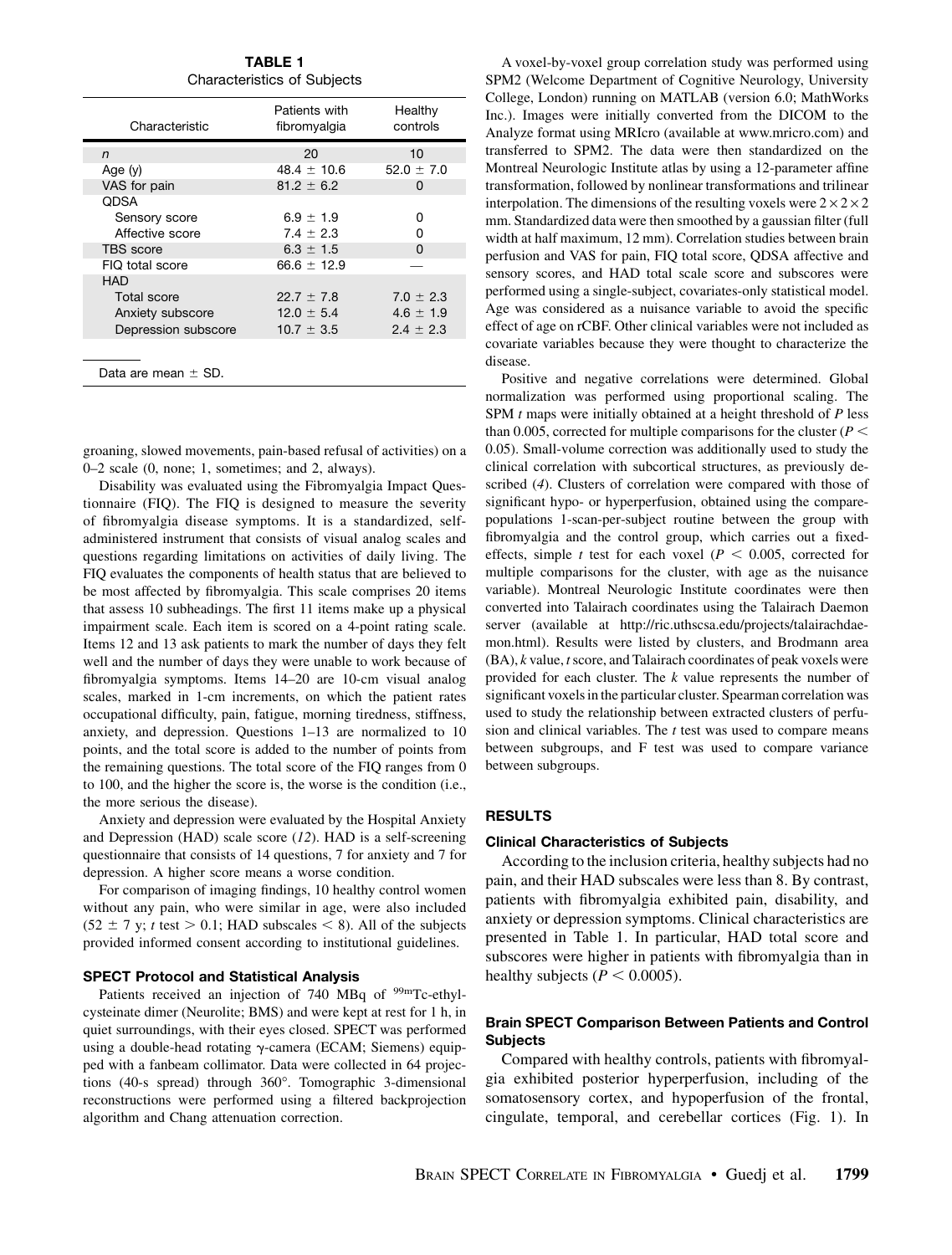**TABLE 1**
Characteristics of Subjects

| Characteristic | Patients with fibromyalgia | Healthy controls |
|---|---|---|
| $n$ | 20 | 10 |
| Age (y) | 48.4 ± 10.6 | 52.0 ± 7.0 |
| VAS for pain | 81.2 ± 6.2 | 0 |
| QDSA | | |
| Sensory score | 6.9 ± 1.9 | 0 |
| Affective score | 7.4 ± 2.3 | 0 |
| TBS score | 6.3 ± 1.5 | 0 |
| FIQ total score | 66.6 ± 12.9 | — |
| HAD | | |
| Total score | 22.7 ± 7.8 | 7.0 ± 2.3 |
| Anxiety subscore | 12.0 ± 5.4 | 4.6 ± 1.9 |
| Depression subscore | 10.7 ± 3.5 | 2.4 ± 2.3 |

Data are mean ± SD.

groaning, slowed movements, pain-based refusal of activities) on a 0–2 scale (0, none; 1, sometimes; and 2, always).

Disability was evaluated using the Fibromyalgia Impact Questionnaire (FIQ). The FIQ is designed to measure the severity of fibromyalgia disease symptoms. It is a standardized, self-administered instrument that consists of visual analog scales and questions regarding limitations on activities of daily living. The FIQ evaluates the components of health status that are believed to be most affected by fibromyalgia. This scale comprises 20 items that assess 10 subheadings. The first 11 items make up a physical impairment scale. Each item is scored on a 4-point rating scale. Items 12 and 13 ask patients to mark the number of days they felt well and the number of days they were unable to work because of fibromyalgia symptoms. Items 14–20 are 10-cm visual analog scales, marked in 1-cm increments, on which the patient rates occupational difficulty, pain, fatigue, morning tiredness, stiffness, anxiety, and depression. Questions 1–13 are normalized to 10 points, and the total score is added to the number of points from the remaining questions. The total score of the FIQ ranges from 0 to 100, and the higher the score is, the worse is the condition (i.e., the more serious the disease).

Anxiety and depression were evaluated by the Hospital Anxiety and Depression (HAD) scale score (*12*). HAD is a self-screening questionnaire that consists of 14 questions, 7 for anxiety and 7 for depression. A higher score means a worse condition.

For comparison of imaging findings, 10 healthy control women without any pain, who were similar in age, were also included (52 ± 7 y; $t$ test $> 0.1$; HAD subscales $< 8$). All of the subjects provided informed consent according to institutional guidelines.

### SPECT Protocol and Statistical Analysis

Patients received an injection of 740 MBq of $^{99m}$Tc-ethylcysteinate dimer (Neurolite; BMS) and were kept at rest for 1 h, in quiet surroundings, with their eyes closed. SPECT was performed using a double-head rotating γ-camera (ECAM; Siemens) equipped with a fanbeam collimator. Data were collected in 64 projections (40-s spread) through 360°. Tomographic 3-dimensional reconstructions were performed using a filtered backprojection algorithm and Chang attenuation correction.

A voxel-by-voxel group correlation study was performed using SPM2 (Welcome Department of Cognitive Neurology, University College, London) running on MATLAB (version 6.0; MathWorks Inc.). Images were initially converted from the DICOM to the Analyze format using MRIcro (available at www.mricro.com) and transferred to SPM2. The data were then standardized on the Montreal Neurologic Institute atlas by using a 12-parameter affine transformation, followed by nonlinear transformations and trilinear interpolation. The dimensions of the resulting voxels were $2 \times 2 \times 2$ mm. Standardized data were then smoothed by a gaussian filter (full width at half maximum, 12 mm). Correlation studies between brain perfusion and VAS for pain, FIQ total score, QDSA affective and sensory scores, and HAD total scale score and subscores were performed using a single-subject, covariates-only statistical model. Age was considered as a nuisance variable to avoid the specific effect of age on rCBF. Other clinical variables were not included as covariate variables because they were thought to characterize the disease.

Positive and negative correlations were determined. Global normalization was performed using proportional scaling. The SPM $t$ maps were initially obtained at a height threshold of $P$ less than 0.005, corrected for multiple comparisons for the cluster ($P < 0.05$). Small-volume correction was additionally used to study the clinical correlation with subcortical structures, as previously described (*4*). Clusters of correlation were compared with those of significant hypo- or hyperperfusion, obtained using the compare-populations 1-scan-per-subject routine between the group with fibromyalgia and the control group, which carries out a fixed-effects, simple $t$ test for each voxel ($P < 0.005$, corrected for multiple comparisons for the cluster, with age as the nuisance variable). Montreal Neurologic Institute coordinates were then converted into Talairach coordinates using the Talairach Daemon server (available at http://ric.uthscsa.edu/projects/talairachdaemon.html). Results were listed by clusters, and Brodmann area (BA), $k$ value, $t$ score, and Talairach coordinates of peak voxels were provided for each cluster. The $k$ value represents the number of significant voxels in the particular cluster. Spearman correlation was used to study the relationship between extracted clusters of perfusion and clinical variables. The $t$ test was used to compare means between subgroups, and F test was used to compare variance between subgroups.

## RESULTS

### Clinical Characteristics of Subjects

According to the inclusion criteria, healthy subjects had no pain, and their HAD subscales were less than 8. By contrast, patients with fibromyalgia exhibited pain, disability, and anxiety or depression symptoms. Clinical characteristics are presented in Table 1. In particular, HAD total score and subscores were higher in patients with fibromyalgia than in healthy subjects ($P < 0.0005$).

### Brain SPECT Comparison Between Patients and Control Subjects

Compared with healthy controls, patients with fibromyalgia exhibited posterior hyperperfusion, including of the somatosensory cortex, and hypoperfusion of the frontal, cingulate, temporal, and cerebellar cortices (Fig. 1). In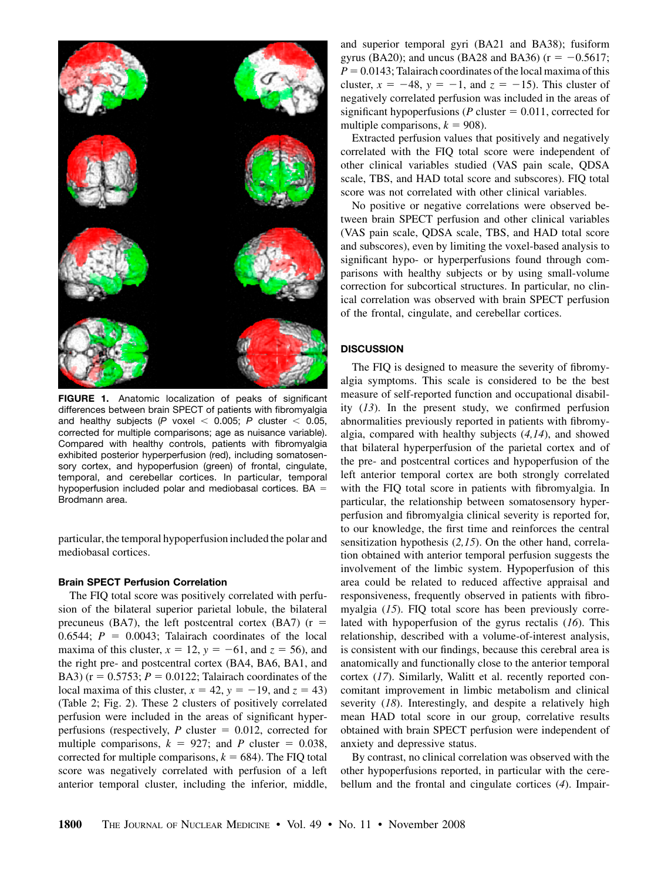**FIGURE 1.** Anatomic localization of peaks of significant differences between brain SPECT of patients with fibromyalgia and healthy subjects ($P$ voxel < 0.005; $P$ cluster < 0.05, corrected for multiple comparisons; age as nuisance variable). Compared with healthy controls, patients with fibromyalgia exhibited posterior hyperperfusion (red), including somatosensory cortex, and hypoperfusion (green) of frontal, cingulate, temporal, and cerebellar cortices. In particular, temporal hypoperfusion included polar and mediobasal cortices. BA = Brodmann area.

particular, the temporal hypoperfusion included the polar and mediobasal cortices.

### Brain SPECT Perfusion Correlation

The FIQ total score was positively correlated with perfusion of the bilateral superior parietal lobule, the bilateral precuneus (BA7), the left postcentral cortex (BA7) (r = 0.6544; $P$ = 0.0043; Talairach coordinates of the local maxima of this cluster, $x = 12$, $y = -61$, and $z = 56$), and the right pre- and postcentral cortex (BA4, BA6, BA1, and BA3) (r = 0.5753; $P$ = 0.0122; Talairach coordinates of the local maxima of this cluster, $x = 42$, $y = -19$, and $z = 43$) (Table 2; Fig. 2). These 2 clusters of positively correlated perfusion were included in the areas of significant hyperperfusions (respectively, $P$ cluster = 0.012, corrected for multiple comparisons, $k = 927$; and $P$ cluster = 0.038, corrected for multiple comparisons, $k = 684$). The FIQ total score was negatively correlated with perfusion of a left anterior temporal cluster, including the inferior, middle, and superior temporal gyri (BA21 and BA38); fusiform gyrus (BA20); and uncus (BA28 and BA36) (r = −0.5617; $P$ = 0.0143; Talairach coordinates of the local maxima of this cluster, $x = -48$, $y = -1$, and $z = -15$). This cluster of negatively correlated perfusion was included in the areas of significant hypoperfusions ($P$ cluster = 0.011, corrected for multiple comparisons, $k = 908$).

Extracted perfusion values that positively and negatively correlated with the FIQ total score were independent of other clinical variables studied (VAS pain scale, QDSA scale, TBS, and HAD total score and subscores). FIQ total score was not correlated with other clinical variables.

No positive or negative correlations were observed between brain SPECT perfusion and other clinical variables (VAS pain scale, QDSA scale, TBS, and HAD total score and subscores), even by limiting the voxel-based analysis to significant hypo- or hyperperfusions found through comparisons with healthy subjects or by using small-volume correction for subcortical structures. In particular, no clinical correlation was observed with brain SPECT perfusion of the frontal, cingulate, and cerebellar cortices.

## DISCUSSION

The FIQ is designed to measure the severity of fibromyalgia symptoms. This scale is considered to be the best measure of self-reported function and occupational disability (*13*). In the present study, we confirmed perfusion abnormalities previously reported in patients with fibromyalgia, compared with healthy subjects (*4,14*), and showed that bilateral hyperperfusion of the parietal cortex and of the pre- and postcentral cortices and hypoperfusion of the left anterior temporal cortex are both strongly correlated with the FIQ total score in patients with fibromyalgia. In particular, the relationship between somatosensory hyperperfusion and fibromyalgia clinical severity is reported for, to our knowledge, the first time and reinforces the central sensitization hypothesis (*2,15*). On the other hand, correlation obtained with anterior temporal perfusion suggests the involvement of the limbic system. Hypoperfusion of this area could be related to reduced affective appraisal and responsiveness, frequently observed in patients with fibromyalgia (*15*). FIQ total score has been previously correlated with hypoperfusion of the gyrus rectalis (*16*). This relationship, described with a volume-of-interest analysis, is consistent with our findings, because this cerebral area is anatomically and functionally close to the anterior temporal cortex (*17*). Similarly, Walitt et al. recently reported concomitant improvement in limbic metabolism and clinical severity (*18*). Interestingly, and despite a relatively high mean HAD total score in our group, correlative results obtained with brain SPECT perfusion were independent of anxiety and depressive status.

By contrast, no clinical correlation was observed with the other hypoperfusions reported, in particular with the cerebellum and the frontal and cingulate cortices (*4*). Impair-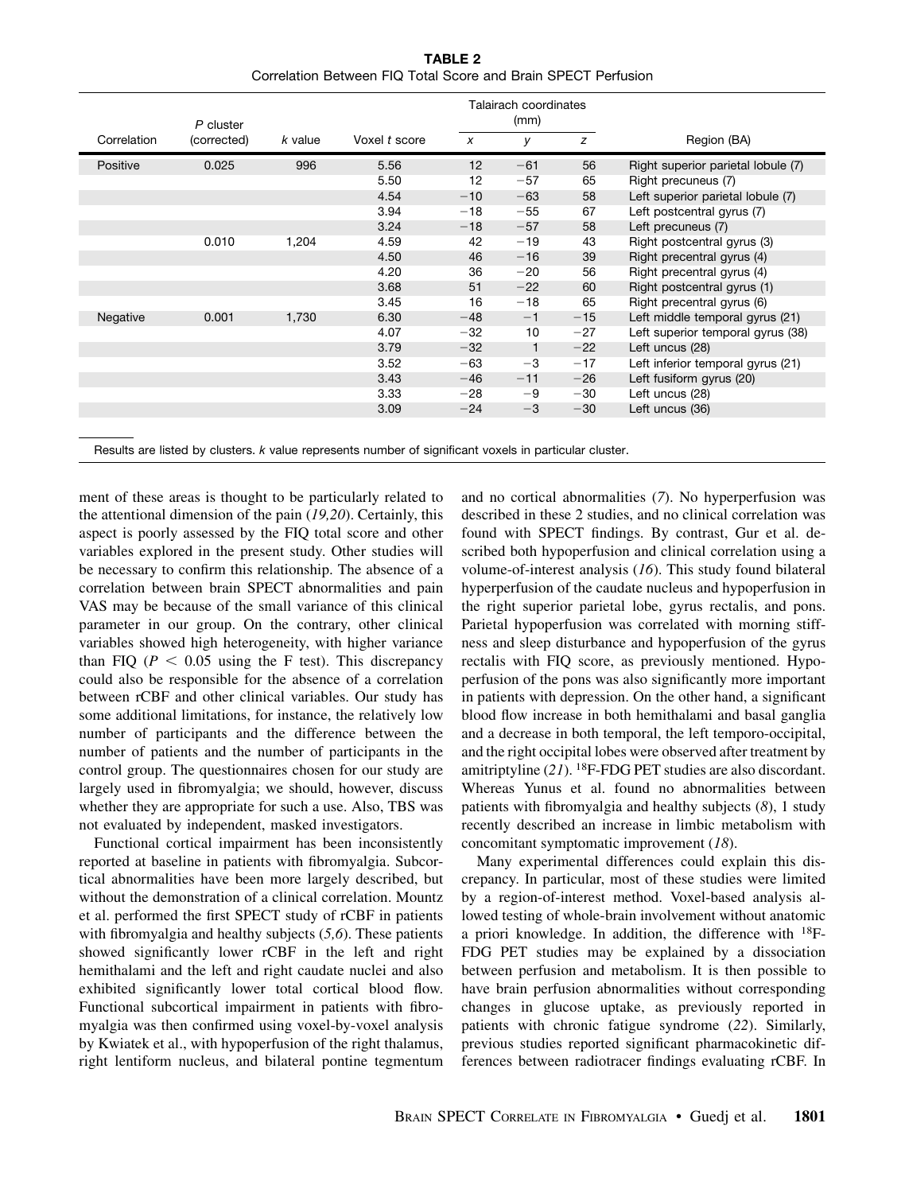**TABLE 2**
Correlation Between FIQ Total Score and Brain SPECT Perfusion

| Correlation | *P* cluster (corrected) | *k* value | Voxel *t* score | Talairach coordinates (mm) *x* | *y* | *z* | Region (BA) |
|---|---|---|---|---|---|---|---|
| Positive | 0.025 | 996 | 5.56 | 12 | −61 | 56 | Right superior parietal lobule (7) |
| | | | 5.50 | 12 | −57 | 65 | Right precuneus (7) |
| | | | 4.54 | −10 | −63 | 58 | Left superior parietal lobule (7) |
| | | | 3.94 | −18 | −55 | 67 | Left postcentral gyrus (7) |
| | | | 3.24 | −18 | −57 | 58 | Left precuneus (7) |
| | 0.010 | 1,204 | 4.59 | 42 | −19 | 43 | Right postcentral gyrus (3) |
| | | | 4.50 | 46 | −16 | 39 | Right precentral gyrus (4) |
| | | | 4.20 | 36 | −20 | 56 | Right precentral gyrus (4) |
| | | | 3.68 | 51 | −22 | 60 | Right postcentral gyrus (1) |
| | | | 3.45 | 16 | −18 | 65 | Right precentral gyrus (6) |
| Negative | 0.001 | 1,730 | 6.30 | −48 | −1 | −15 | Left middle temporal gyrus (21) |
| | | | 4.07 | −32 | 10 | −27 | Left superior temporal gyrus (38) |
| | | | 3.79 | −32 | 1 | −22 | Left uncus (28) |
| | | | 3.52 | −63 | −3 | −17 | Left inferior temporal gyrus (21) |
| | | | 3.43 | −46 | −11 | −26 | Left fusiform gyrus (20) |
| | | | 3.33 | −28 | −9 | −30 | Left uncus (28) |
| | | | 3.09 | −24 | −3 | −30 | Left uncus (36) |

Results are listed by clusters. *k* value represents number of significant voxels in particular cluster.

ment of these areas is thought to be particularly related to the attentional dimension of the pain (*19,20*). Certainly, this aspect is poorly assessed by the FIQ total score and other variables explored in the present study. Other studies will be necessary to confirm this relationship. The absence of a correlation between brain SPECT abnormalities and pain VAS may be because of the small variance of this clinical parameter in our group. On the contrary, other clinical variables showed high heterogeneity, with higher variance than FIQ ($P < 0.05$ using the F test). This discrepancy could also be responsible for the absence of a correlation between rCBF and other clinical variables. Our study has some additional limitations, for instance, the relatively low number of participants and the difference between the number of patients and the number of participants in the control group. The questionnaires chosen for our study are largely used in fibromyalgia; we should, however, discuss whether they are appropriate for such a use. Also, TBS was not evaluated by independent, masked investigators.

Functional cortical impairment has been inconsistently reported at baseline in patients with fibromyalgia. Subcortical abnormalities have been more largely described, but without the demonstration of a clinical correlation. Mountz et al. performed the first SPECT study of rCBF in patients with fibromyalgia and healthy subjects (*5,6*). These patients showed significantly lower rCBF in the left and right hemithalami and the left and right caudate nuclei and also exhibited significantly lower total cortical blood flow. Functional subcortical impairment in patients with fibromyalgia was then confirmed using voxel-by-voxel analysis by Kwiatek et al., with hypoperfusion of the right thalamus, right lentiform nucleus, and bilateral pontine tegmentum and no cortical abnormalities (*7*). No hyperperfusion was described in these 2 studies, and no clinical correlation was found with SPECT findings. By contrast, Gur et al. described both hypoperfusion and clinical correlation using a volume-of-interest analysis (*16*). This study found bilateral hyperperfusion of the caudate nucleus and hypoperfusion in the right superior parietal lobe, gyrus rectalis, and pons. Parietal hypoperfusion was correlated with morning stiffness and sleep disturbance and hypoperfusion of the gyrus rectalis with FIQ score, as previously mentioned. Hypoperfusion of the pons was also significantly more important in patients with depression. On the other hand, a significant blood flow increase in both hemithalami and basal ganglia and a decrease in both temporal, the left temporo-occipital, and the right occipital lobes were observed after treatment by amitriptyline (*21*). $^{18}$F-FDG PET studies are also discordant. Whereas Yunus et al. found no abnormalities between patients with fibromyalgia and healthy subjects (*8*), 1 study recently described an increase in limbic metabolism with concomitant symptomatic improvement (*18*).

Many experimental differences could explain this discrepancy. In particular, most of these studies were limited by a region-of-interest method. Voxel-based analysis allowed testing of whole-brain involvement without anatomic a priori knowledge. In addition, the difference with $^{18}$F-FDG PET studies may be explained by a dissociation between perfusion and metabolism. It is then possible to have brain perfusion abnormalities without corresponding changes in glucose uptake, as previously reported in patients with chronic fatigue syndrome (*22*). Similarly, previous studies reported significant pharmacokinetic differences between radiotracer findings evaluating rCBF. In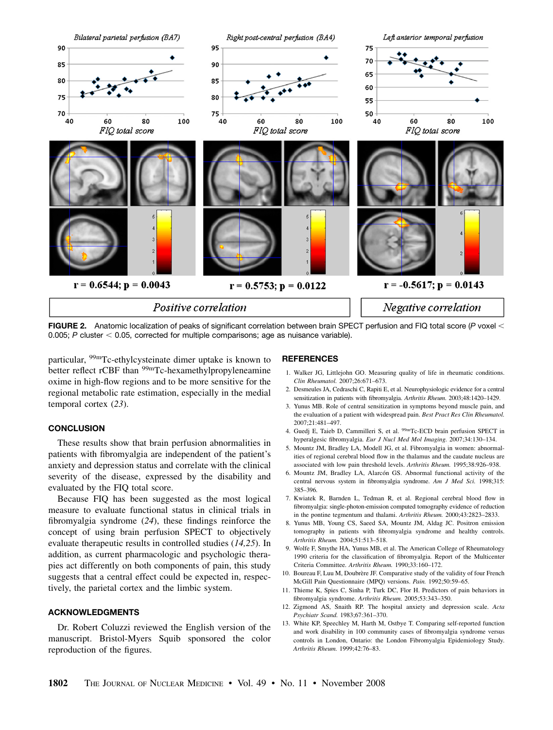**FIGURE 2.** Anatomic localization of peaks of significant correlation between brain SPECT perfusion and FIQ total score ($P$ voxel $<$ 0.005; $P$ cluster $<$ 0.05, corrected for multiple comparisons; age as nuisance variable).

particular, $^{99m}$Tc-ethylcysteinate dimer uptake is known to better reflect rCBF than $^{99m}$Tc-hexamethylpropyleneamine oxime in high-flow regions and to be more sensitive for the regional metabolic rate estimation, especially in the medial temporal cortex (*23*).

## CONCLUSION

These results show that brain perfusion abnormalities in patients with fibromyalgia are independent of the patient's anxiety and depression status and correlate with the clinical severity of the disease, expressed by the disability and evaluated by the FIQ total score.

Because FIQ has been suggested as the most logical measure to evaluate functional status in clinical trials in fibromyalgia syndrome (*24*), these findings reinforce the concept of using brain perfusion SPECT to objectively evaluate therapeutic results in controlled studies (*14,25*). In addition, as current pharmacologic and psychologic therapies act differently on both components of pain, this study suggests that a central effect could be expected in, respectively, the parietal cortex and the limbic system.

## ACKNOWLEDGMENTS

Dr. Robert Coluzzi reviewed the English version of the manuscript. Bristol-Myers Squib sponsored the color reproduction of the figures.

## REFERENCES

1. Walker JG, Littlejohn GO. Measuring quality of life in rheumatic conditions. *Clin Rheumatol.* 2007;26:671–673.
2. Desmeules JA, Cedraschi C, Rapiti E, et al. Neurophysiologic evidence for a central sensitization in patients with fibromyalgia. *Arthritis Rheum.* 2003;48:1420–1429.
3. Yunus MB. Role of central sensitization in symptoms beyond muscle pain, and the evaluation of a patient with widespread pain. *Best Pract Res Clin Rheumatol.* 2007;21:481–497.
4. Guedj E, Taieb D, Cammilleri S, et al. $^{99m}$Tc-ECD brain perfusion SPECT in hyperalgesic fibromyalgia. *Eur J Nucl Med Mol Imaging.* 2007;34:130–134.
5. Mountz JM, Bradley LA, Modell JG, et al. Fibromyalgia in women: abnormalities of regional cerebral blood flow in the thalamus and the caudate nucleus are associated with low pain threshold levels. *Arthritis Rheum.* 1995;38:926–938.
6. Mountz JM, Bradley LA, Alarcón GS. Abnormal functional activity of the central nervous system in fibromyalgia syndrome. *Am J Med Sci.* 1998;315:385–396.
7. Kwiatek R, Barnden L, Tedman R, et al. Regional cerebral blood flow in fibromyalgia: single-photon-emission computed tomography evidence of reduction in the pontine tegmentum and thalami. *Arthritis Rheum.* 2000;43:2823–2833.
8. Yunus MB, Young CS, Saeed SA, Mountz JM, Aldag JC. Positron emission tomography in patients with fibromyalgia syndrome and healthy controls. *Arthritis Rheum.* 2004;51:513–518.
9. Wolfe F, Smythe HA, Yunus MB, et al. The American College of Rheumatology 1990 criteria for the classification of fibromyalgia. Report of the Multicenter Criteria Committee. *Arthritis Rheum.* 1990;33:160–172.
10. Boureau F, Luu M, Doubrère JF. Comparative study of the validity of four French McGill Pain Questionnaire (MPQ) versions. *Pain.* 1992;50:59–65.
11. Thieme K, Spies C, Sinha P, Turk DC, Flor H. Predictors of pain behaviors in fibromyalgia syndrome. *Arthritis Rheum.* 2005;53:343–350.
12. Zigmond AS, Snaith RP. The hospital anxiety and depression scale. *Acta Psychiatr Scand.* 1983;67:361–370.
13. White KP, Speechley M, Harth M, Ostbye T. Comparing self-reported function and work disability in 100 community cases of fibromyalgia syndrome versus controls in London, Ontario: the London Fibromyalgia Epidemiology Study. *Arthritis Rheum.* 1999;42:76–83.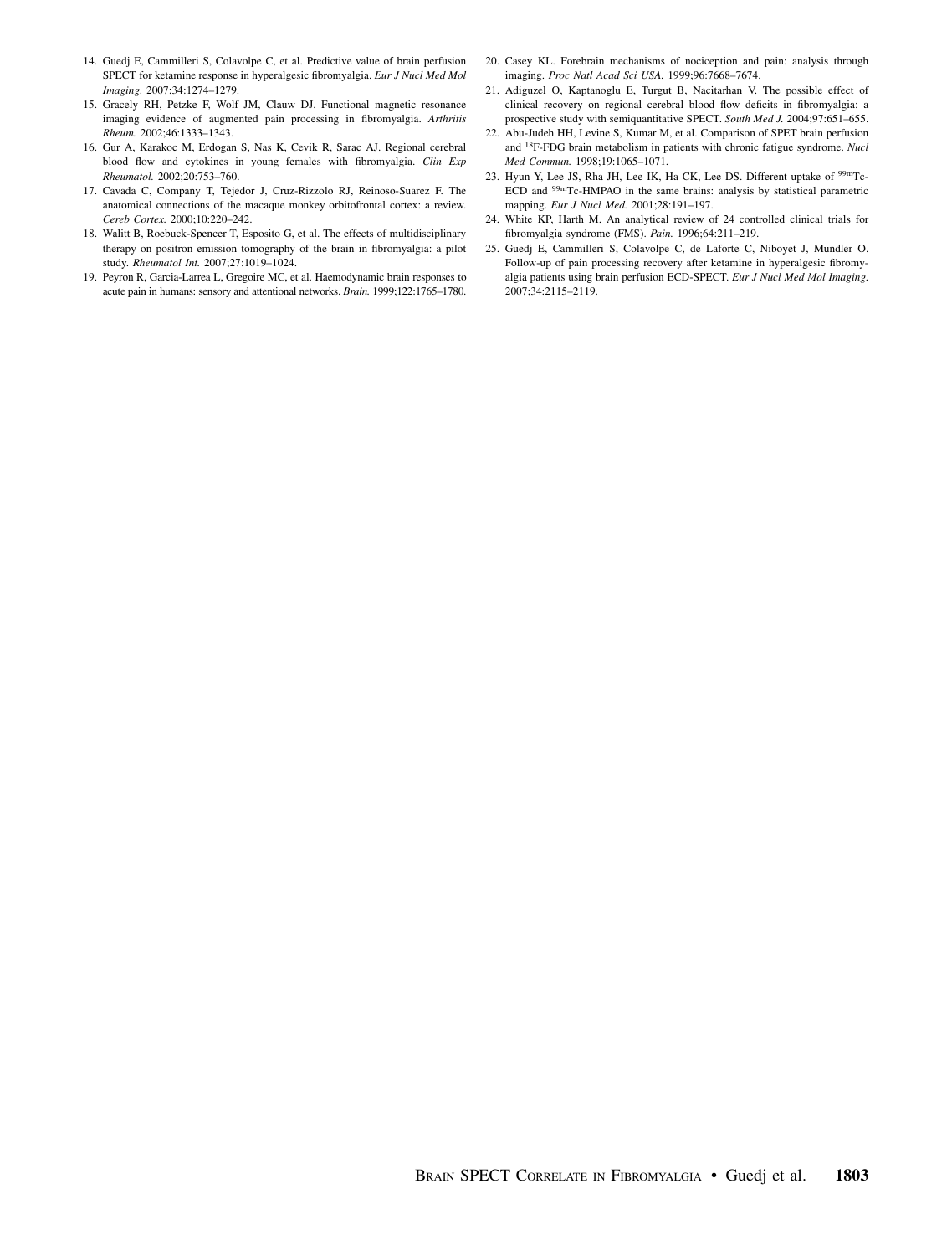14. Guedj E, Cammilleri S, Colavolpe C, et al. Predictive value of brain perfusion SPECT for ketamine response in hyperalgesic fibromyalgia. *Eur J Nucl Med Mol Imaging.* 2007;34:1274–1279.
15. Gracely RH, Petzke F, Wolf JM, Clauw DJ. Functional magnetic resonance imaging evidence of augmented pain processing in fibromyalgia. *Arthritis Rheum.* 2002;46:1333–1343.
16. Gur A, Karakoc M, Erdogan S, Nas K, Cevik R, Sarac AJ. Regional cerebral blood flow and cytokines in young females with fibromyalgia. *Clin Exp Rheumatol.* 2002;20:753–760.
17. Cavada C, Company T, Tejedor J, Cruz-Rizzolo RJ, Reinoso-Suarez F. The anatomical connections of the macaque monkey orbitofrontal cortex: a review. *Cereb Cortex.* 2000;10:220–242.
18. Walitt B, Roebuck-Spencer T, Esposito G, et al. The effects of multidisciplinary therapy on positron emission tomography of the brain in fibromyalgia: a pilot study. *Rheumatol Int.* 2007;27:1019–1024.
19. Peyron R, Garcia-Larrea L, Gregoire MC, et al. Haemodynamic brain responses to acute pain in humans: sensory and attentional networks. *Brain.* 1999;122:1765–1780.
20. Casey KL. Forebrain mechanisms of nociception and pain: analysis through imaging. *Proc Natl Acad Sci USA.* 1999;96:7668–7674.
21. Adiguzel O, Kaptanoglu E, Turgut B, Nacitarhan V. The possible effect of clinical recovery on regional cerebral blood flow deficits in fibromyalgia: a prospective study with semiquantitative SPECT. *South Med J.* 2004;97:651–655.
22. Abu-Judeh HH, Levine S, Kumar M, et al. Comparison of SPET brain perfusion and $^{18}$F-FDG brain metabolism in patients with chronic fatigue syndrome. *Nucl Med Commun.* 1998;19:1065–1071.
23. Hyun Y, Lee JS, Rha JH, Lee IK, Ha CK, Lee DS. Different uptake of $^{99m}$Tc-ECD and $^{99m}$Tc-HMPAO in the same brains: analysis by statistical parametric mapping. *Eur J Nucl Med.* 2001;28:191–197.
24. White KP, Harth M. An analytical review of 24 controlled clinical trials for fibromyalgia syndrome (FMS). *Pain.* 1996;64:211–219.
25. Guedj E, Cammilleri S, Colavolpe C, de Laforte C, Niboyet J, Mundler O. Follow-up of pain processing recovery after ketamine in hyperalgesic fibromyalgia patients using brain perfusion ECD-SPECT. *Eur J Nucl Med Mol Imaging.* 2007;34:2115–2119.